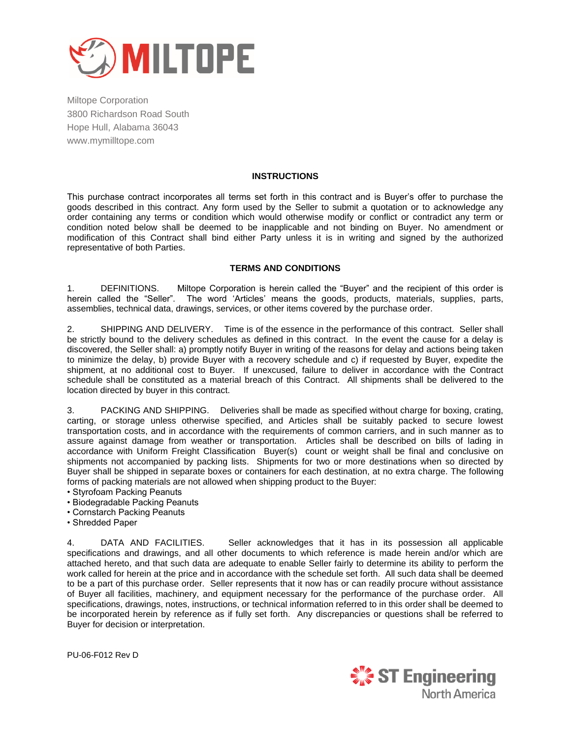Miltope Corporation
3800 Richardson Road South
Hope Hull, Alabama 36043
www.mymilltope.com

## INSTRUCTIONS

This purchase contract incorporates all terms set forth in this contract and is Buyer's offer to purchase the goods described in this contract. Any form used by the Seller to submit a quotation or to acknowledge any order containing any terms or condition which would otherwise modify or conflict or contradict any term or condition noted below shall be deemed to be inapplicable and not binding on Buyer. No amendment or modification of this Contract shall bind either Party unless it is in writing and signed by the authorized representative of both Parties.

## TERMS AND CONDITIONS

1. DEFINITIONS. Miltope Corporation is herein called the "Buyer" and the recipient of this order is herein called the "Seller". The word 'Articles' means the goods, products, materials, supplies, parts, assemblies, technical data, drawings, services, or other items covered by the purchase order.

2. SHIPPING AND DELIVERY. Time is of the essence in the performance of this contract. Seller shall be strictly bound to the delivery schedules as defined in this contract. In the event the cause for a delay is discovered, the Seller shall: a) promptly notify Buyer in writing of the reasons for delay and actions being taken to minimize the delay, b) provide Buyer with a recovery schedule and c) if requested by Buyer, expedite the shipment, at no additional cost to Buyer. If unexcused, failure to deliver in accordance with the Contract schedule shall be constituted as a material breach of this Contract. All shipments shall be delivered to the location directed by buyer in this contract.

3. PACKING AND SHIPPING. Deliveries shall be made as specified without charge for boxing, crating, carting, or storage unless otherwise specified, and Articles shall be suitably packed to secure lowest transportation costs, and in accordance with the requirements of common carriers, and in such manner as to assure against damage from weather or transportation. Articles shall be described on bills of lading in accordance with Uniform Freight Classification Buyer(s) count or weight shall be final and conclusive on shipments not accompanied by packing lists. Shipments for two or more destinations when so directed by Buyer shall be shipped in separate boxes or containers for each destination, at no extra charge. The following forms of packing materials are not allowed when shipping product to the Buyer:

- Styrofoam Packing Peanuts
- Biodegradable Packing Peanuts
- Cornstarch Packing Peanuts
- Shredded Paper

4. DATA AND FACILITIES. Seller acknowledges that it has in its possession all applicable specifications and drawings, and all other documents to which reference is made herein and/or which are attached hereto, and that such data are adequate to enable Seller fairly to determine its ability to perform the work called for herein at the price and in accordance with the schedule set forth. All such data shall be deemed to be a part of this purchase order. Seller represents that it now has or can readily procure without assistance of Buyer all facilities, machinery, and equipment necessary for the performance of the purchase order. All specifications, drawings, notes, instructions, or technical information referred to in this order shall be deemed to be incorporated herein by reference as if fully set forth. Any discrepancies or questions shall be referred to Buyer for decision or interpretation.

PU-06-F012 Rev D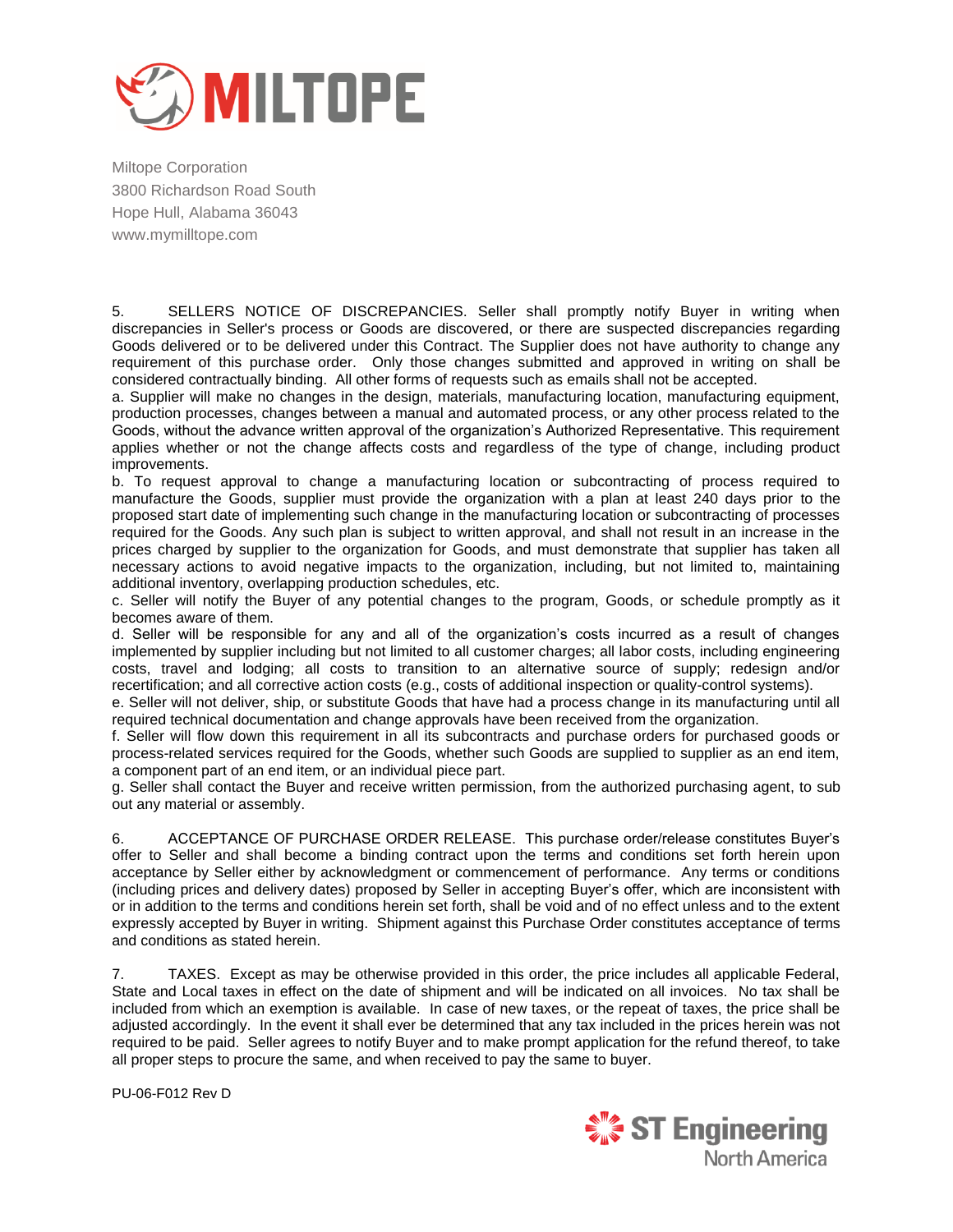Miltope Corporation
3800 Richardson Road South
Hope Hull, Alabama 36043
www.mymilltope.com

5. SELLERS NOTICE OF DISCREPANCIES. Seller shall promptly notify Buyer in writing when discrepancies in Seller's process or Goods are discovered, or there are suspected discrepancies regarding Goods delivered or to be delivered under this Contract. The Supplier does not have authority to change any requirement of this purchase order. Only those changes submitted and approved in writing on shall be considered contractually binding. All other forms of requests such as emails shall not be accepted.

a. Supplier will make no changes in the design, materials, manufacturing location, manufacturing equipment, production processes, changes between a manual and automated process, or any other process related to the Goods, without the advance written approval of the organization's Authorized Representative. This requirement applies whether or not the change affects costs and regardless of the type of change, including product improvements.

b. To request approval to change a manufacturing location or subcontracting of process required to manufacture the Goods, supplier must provide the organization with a plan at least 240 days prior to the proposed start date of implementing such change in the manufacturing location or subcontracting of processes required for the Goods. Any such plan is subject to written approval, and shall not result in an increase in the prices charged by supplier to the organization for Goods, and must demonstrate that supplier has taken all necessary actions to avoid negative impacts to the organization, including, but not limited to, maintaining additional inventory, overlapping production schedules, etc.

c. Seller will notify the Buyer of any potential changes to the program, Goods, or schedule promptly as it becomes aware of them.

d. Seller will be responsible for any and all of the organization's costs incurred as a result of changes implemented by supplier including but not limited to all customer charges; all labor costs, including engineering costs, travel and lodging; all costs to transition to an alternative source of supply; redesign and/or recertification; and all corrective action costs (e.g., costs of additional inspection or quality-control systems).

e. Seller will not deliver, ship, or substitute Goods that have had a process change in its manufacturing until all required technical documentation and change approvals have been received from the organization.

f. Seller will flow down this requirement in all its subcontracts and purchase orders for purchased goods or process-related services required for the Goods, whether such Goods are supplied to supplier as an end item, a component part of an end item, or an individual piece part.

g. Seller shall contact the Buyer and receive written permission, from the authorized purchasing agent, to sub out any material or assembly.

6. ACCEPTANCE OF PURCHASE ORDER RELEASE. This purchase order/release constitutes Buyer's offer to Seller and shall become a binding contract upon the terms and conditions set forth herein upon acceptance by Seller either by acknowledgment or commencement of performance. Any terms or conditions (including prices and delivery dates) proposed by Seller in accepting Buyer's offer, which are inconsistent with or in addition to the terms and conditions herein set forth, shall be void and of no effect unless and to the extent expressly accepted by Buyer in writing. Shipment against this Purchase Order constitutes acceptance of terms and conditions as stated herein.

7. TAXES. Except as may be otherwise provided in this order, the price includes all applicable Federal, State and Local taxes in effect on the date of shipment and will be indicated on all invoices. No tax shall be included from which an exemption is available. In case of new taxes, or the repeat of taxes, the price shall be adjusted accordingly. In the event it shall ever be determined that any tax included in the prices herein was not required to be paid. Seller agrees to notify Buyer and to make prompt application for the refund thereof, to take all proper steps to procure the same, and when received to pay the same to buyer.

PU-06-F012 Rev D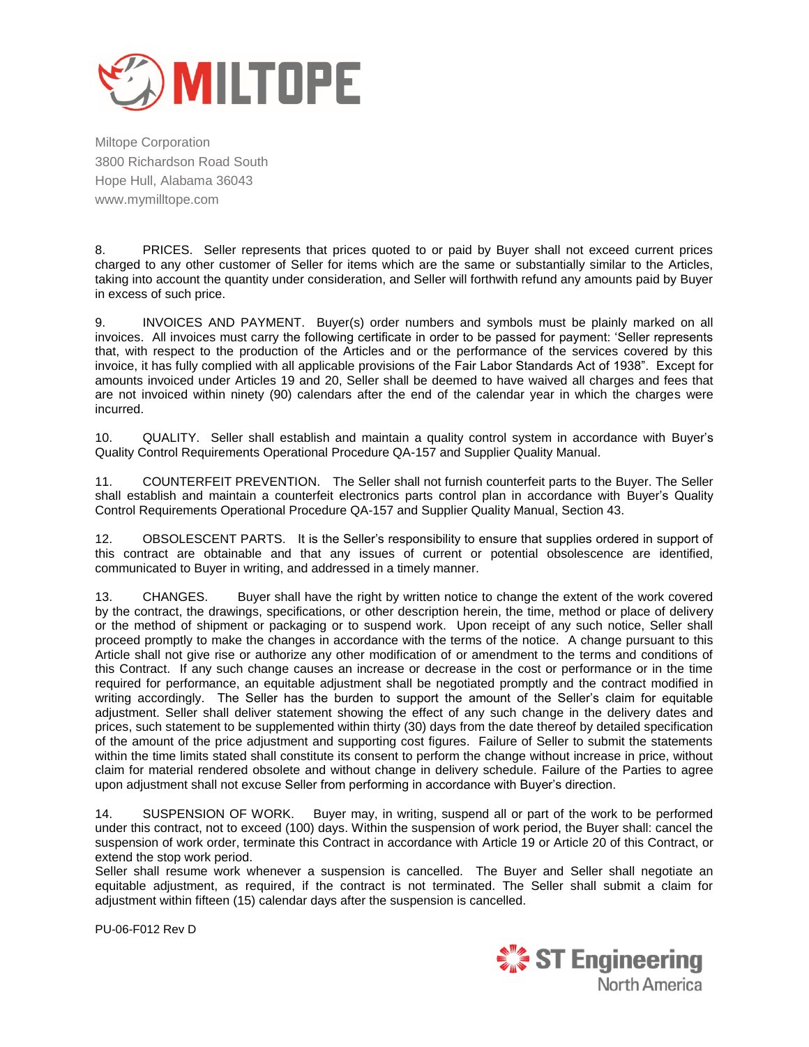Miltope Corporation
3800 Richardson Road South
Hope Hull, Alabama 36043
www.mymilltope.com

8. PRICES. Seller represents that prices quoted to or paid by Buyer shall not exceed current prices charged to any other customer of Seller for items which are the same or substantially similar to the Articles, taking into account the quantity under consideration, and Seller will forthwith refund any amounts paid by Buyer in excess of such price.

9. INVOICES AND PAYMENT. Buyer(s) order numbers and symbols must be plainly marked on all invoices. All invoices must carry the following certificate in order to be passed for payment: 'Seller represents that, with respect to the production of the Articles and or the performance of the services covered by this invoice, it has fully complied with all applicable provisions of the Fair Labor Standards Act of 1938". Except for amounts invoiced under Articles 19 and 20, Seller shall be deemed to have waived all charges and fees that are not invoiced within ninety (90) calendars after the end of the calendar year in which the charges were incurred.

10. QUALITY. Seller shall establish and maintain a quality control system in accordance with Buyer's Quality Control Requirements Operational Procedure QA-157 and Supplier Quality Manual.

11. COUNTERFEIT PREVENTION. The Seller shall not furnish counterfeit parts to the Buyer. The Seller shall establish and maintain a counterfeit electronics parts control plan in accordance with Buyer's Quality Control Requirements Operational Procedure QA-157 and Supplier Quality Manual, Section 43.

12. OBSOLESCENT PARTS. It is the Seller's responsibility to ensure that supplies ordered in support of this contract are obtainable and that any issues of current or potential obsolescence are identified, communicated to Buyer in writing, and addressed in a timely manner.

13. CHANGES. Buyer shall have the right by written notice to change the extent of the work covered by the contract, the drawings, specifications, or other description herein, the time, method or place of delivery or the method of shipment or packaging or to suspend work. Upon receipt of any such notice, Seller shall proceed promptly to make the changes in accordance with the terms of the notice. A change pursuant to this Article shall not give rise or authorize any other modification of or amendment to the terms and conditions of this Contract. If any such change causes an increase or decrease in the cost or performance or in the time required for performance, an equitable adjustment shall be negotiated promptly and the contract modified in writing accordingly. The Seller has the burden to support the amount of the Seller's claim for equitable adjustment. Seller shall deliver statement showing the effect of any such change in the delivery dates and prices, such statement to be supplemented within thirty (30) days from the date thereof by detailed specification of the amount of the price adjustment and supporting cost figures. Failure of Seller to submit the statements within the time limits stated shall constitute its consent to perform the change without increase in price, without claim for material rendered obsolete and without change in delivery schedule. Failure of the Parties to agree upon adjustment shall not excuse Seller from performing in accordance with Buyer's direction.

14. SUSPENSION OF WORK. Buyer may, in writing, suspend all or part of the work to be performed under this contract, not to exceed (100) days. Within the suspension of work period, the Buyer shall: cancel the suspension of work order, terminate this Contract in accordance with Article 19 or Article 20 of this Contract, or extend the stop work period.
Seller shall resume work whenever a suspension is cancelled. The Buyer and Seller shall negotiate an equitable adjustment, as required, if the contract is not terminated. The Seller shall submit a claim for adjustment within fifteen (15) calendar days after the suspension is cancelled.

PU-06-F012 Rev D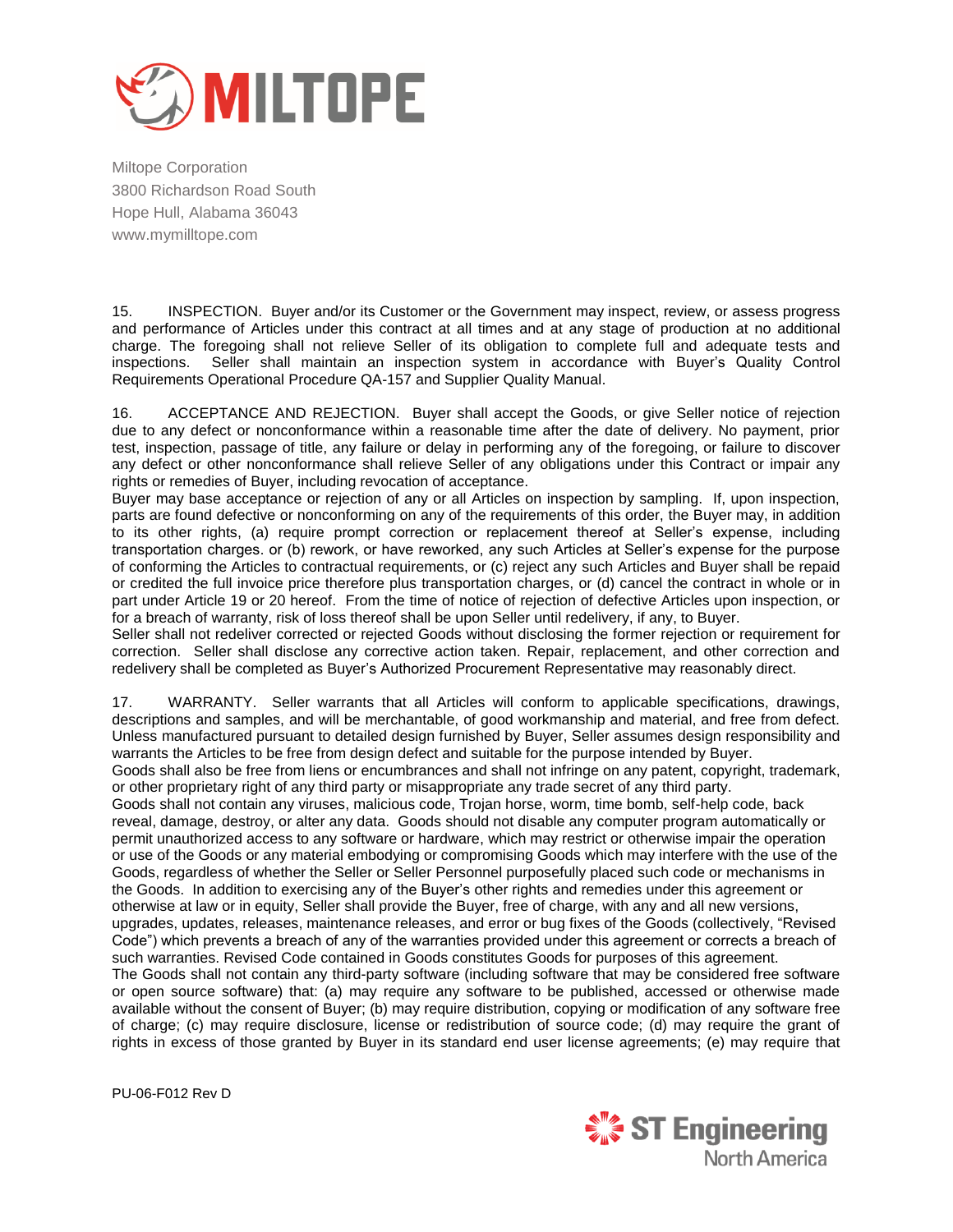Miltope Corporation
3800 Richardson Road South
Hope Hull, Alabama 36043
www.mymilltope.com

15. INSPECTION. Buyer and/or its Customer or the Government may inspect, review, or assess progress and performance of Articles under this contract at all times and at any stage of production at no additional charge. The foregoing shall not relieve Seller of its obligation to complete full and adequate tests and inspections. Seller shall maintain an inspection system in accordance with Buyer's Quality Control Requirements Operational Procedure QA-157 and Supplier Quality Manual.

16. ACCEPTANCE AND REJECTION. Buyer shall accept the Goods, or give Seller notice of rejection due to any defect or nonconformance within a reasonable time after the date of delivery. No payment, prior test, inspection, passage of title, any failure or delay in performing any of the foregoing, or failure to discover any defect or other nonconformance shall relieve Seller of any obligations under this Contract or impair any rights or remedies of Buyer, including revocation of acceptance.
Buyer may base acceptance or rejection of any or all Articles on inspection by sampling. If, upon inspection, parts are found defective or nonconforming on any of the requirements of this order, the Buyer may, in addition to its other rights, (a) require prompt correction or replacement thereof at Seller's expense, including transportation charges. or (b) rework, or have reworked, any such Articles at Seller's expense for the purpose of conforming the Articles to contractual requirements, or (c) reject any such Articles and Buyer shall be repaid or credited the full invoice price therefore plus transportation charges, or (d) cancel the contract in whole or in part under Article 19 or 20 hereof. From the time of notice of rejection of defective Articles upon inspection, or for a breach of warranty, risk of loss thereof shall be upon Seller until redelivery, if any, to Buyer.
Seller shall not redeliver corrected or rejected Goods without disclosing the former rejection or requirement for correction. Seller shall disclose any corrective action taken. Repair, replacement, and other correction and redelivery shall be completed as Buyer's Authorized Procurement Representative may reasonably direct.

17. WARRANTY. Seller warrants that all Articles will conform to applicable specifications, drawings, descriptions and samples, and will be merchantable, of good workmanship and material, and free from defect. Unless manufactured pursuant to detailed design furnished by Buyer, Seller assumes design responsibility and warrants the Articles to be free from design defect and suitable for the purpose intended by Buyer.
Goods shall also be free from liens or encumbrances and shall not infringe on any patent, copyright, trademark, or other proprietary right of any third party or misappropriate any trade secret of any third party.
Goods shall not contain any viruses, malicious code, Trojan horse, worm, time bomb, self-help code, back reveal, damage, destroy, or alter any data. Goods should not disable any computer program automatically or permit unauthorized access to any software or hardware, which may restrict or otherwise impair the operation or use of the Goods or any material embodying or compromising Goods which may interfere with the use of the Goods, regardless of whether the Seller or Seller Personnel purposefully placed such code or mechanisms in the Goods. In addition to exercising any of the Buyer's other rights and remedies under this agreement or otherwise at law or in equity, Seller shall provide the Buyer, free of charge, with any and all new versions, upgrades, updates, releases, maintenance releases, and error or bug fixes of the Goods (collectively, "Revised Code") which prevents a breach of any of the warranties provided under this agreement or corrects a breach of such warranties. Revised Code contained in Goods constitutes Goods for purposes of this agreement.
The Goods shall not contain any third-party software (including software that may be considered free software or open source software) that: (a) may require any software to be published, accessed or otherwise made available without the consent of Buyer; (b) may require distribution, copying or modification of any software free of charge; (c) may require disclosure, license or redistribution of source code; (d) may require the grant of rights in excess of those granted by Buyer in its standard end user license agreements; (e) may require that

PU-06-F012 Rev D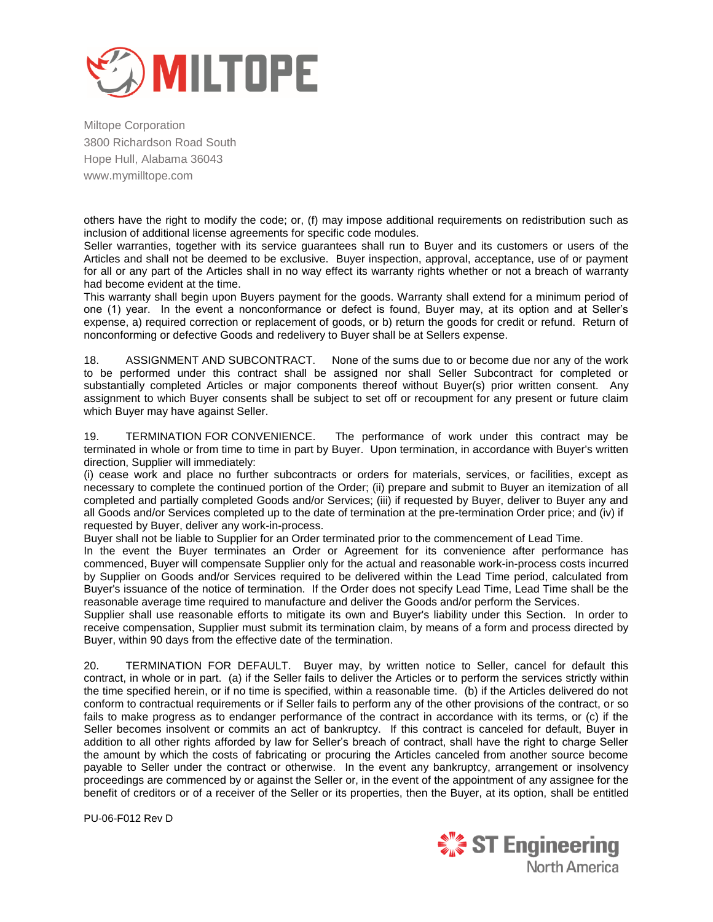others have the right to modify the code; or, (f) may impose additional requirements on redistribution such as inclusion of additional license agreements for specific code modules.

Seller warranties, together with its service guarantees shall run to Buyer and its customers or users of the Articles and shall not be deemed to be exclusive. Buyer inspection, approval, acceptance, use of or payment for all or any part of the Articles shall in no way effect its warranty rights whether or not a breach of warranty had become evident at the time.

This warranty shall begin upon Buyers payment for the goods. Warranty shall extend for a minimum period of one (1) year. In the event a nonconformance or defect is found, Buyer may, at its option and at Seller's expense, a) required correction or replacement of goods, or b) return the goods for credit or refund. Return of nonconforming or defective Goods and redelivery to Buyer shall be at Sellers expense.

18. ASSIGNMENT AND SUBCONTRACT. None of the sums due to or become due nor any of the work to be performed under this contract shall be assigned nor shall Seller Subcontract for completed or substantially completed Articles or major components thereof without Buyer(s) prior written consent. Any assignment to which Buyer consents shall be subject to set off or recoupment for any present or future claim which Buyer may have against Seller.

19. TERMINATION FOR CONVENIENCE. The performance of work under this contract may be terminated in whole or from time to time in part by Buyer. Upon termination, in accordance with Buyer's written direction, Supplier will immediately:

(i) cease work and place no further subcontracts or orders for materials, services, or facilities, except as necessary to complete the continued portion of the Order; (ii) prepare and submit to Buyer an itemization of all completed and partially completed Goods and/or Services; (iii) if requested by Buyer, deliver to Buyer any and all Goods and/or Services completed up to the date of termination at the pre-termination Order price; and (iv) if requested by Buyer, deliver any work-in-process.

Buyer shall not be liable to Supplier for an Order terminated prior to the commencement of Lead Time.

In the event the Buyer terminates an Order or Agreement for its convenience after performance has commenced, Buyer will compensate Supplier only for the actual and reasonable work-in-process costs incurred by Supplier on Goods and/or Services required to be delivered within the Lead Time period, calculated from Buyer's issuance of the notice of termination. If the Order does not specify Lead Time, Lead Time shall be the reasonable average time required to manufacture and deliver the Goods and/or perform the Services.

Supplier shall use reasonable efforts to mitigate its own and Buyer's liability under this Section. In order to receive compensation, Supplier must submit its termination claim, by means of a form and process directed by Buyer, within 90 days from the effective date of the termination.

20. TERMINATION FOR DEFAULT. Buyer may, by written notice to Seller, cancel for default this contract, in whole or in part. (a) if the Seller fails to deliver the Articles or to perform the services strictly within the time specified herein, or if no time is specified, within a reasonable time. (b) if the Articles delivered do not conform to contractual requirements or if Seller fails to perform any of the other provisions of the contract, or so fails to make progress as to endanger performance of the contract in accordance with its terms, or (c) if the Seller becomes insolvent or commits an act of bankruptcy. If this contract is canceled for default, Buyer in addition to all other rights afforded by law for Seller's breach of contract, shall have the right to charge Seller the amount by which the costs of fabricating or procuring the Articles canceled from another source become payable to Seller under the contract or otherwise. In the event any bankruptcy, arrangement or insolvency proceedings are commenced by or against the Seller or, in the event of the appointment of any assignee for the benefit of creditors or of a receiver of the Seller or its properties, then the Buyer, at its option, shall be entitled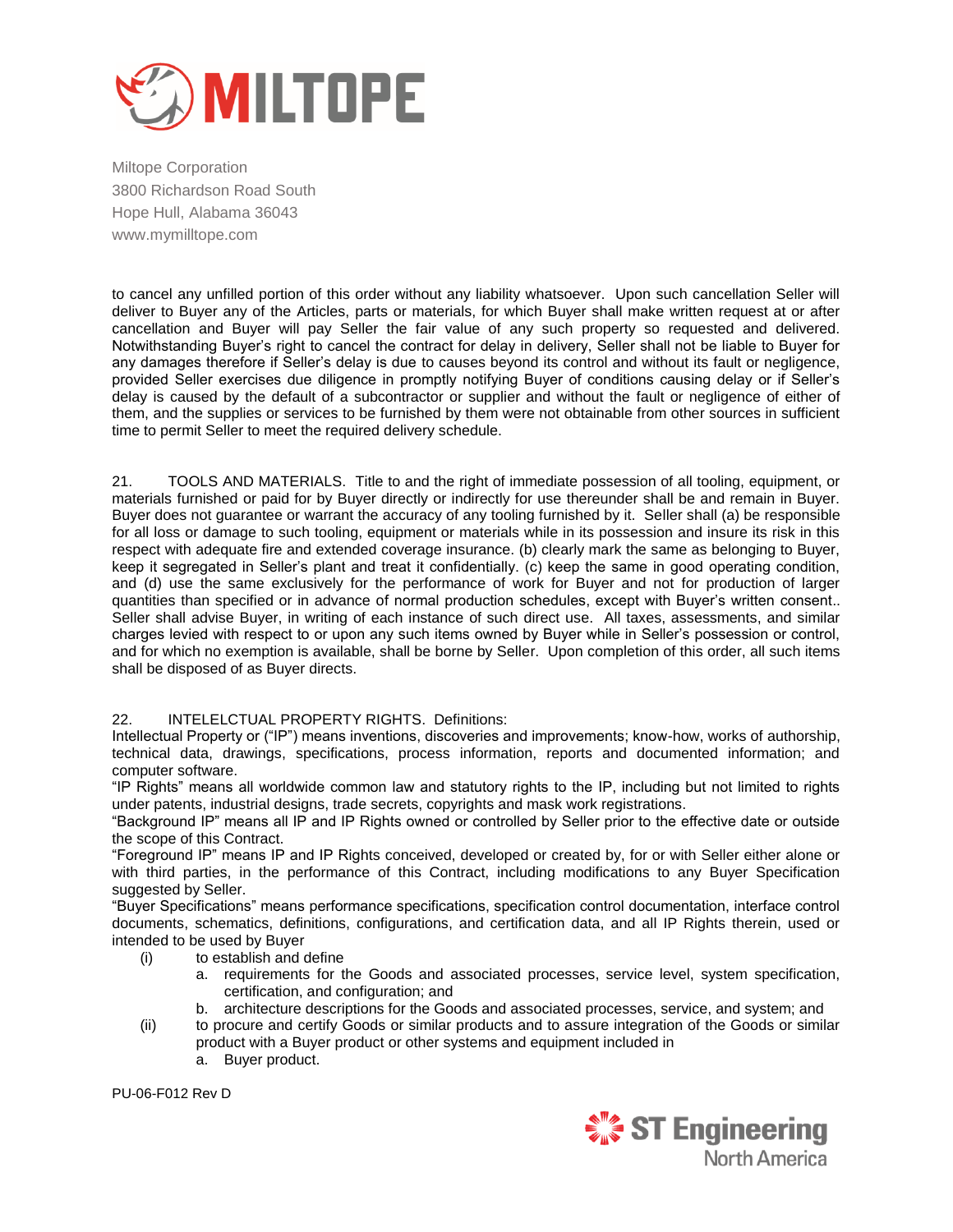to cancel any unfilled portion of this order without any liability whatsoever. Upon such cancellation Seller will deliver to Buyer any of the Articles, parts or materials, for which Buyer shall make written request at or after cancellation and Buyer will pay Seller the fair value of any such property so requested and delivered. Notwithstanding Buyer's right to cancel the contract for delay in delivery, Seller shall not be liable to Buyer for any damages therefore if Seller's delay is due to causes beyond its control and without its fault or negligence, provided Seller exercises due diligence in promptly notifying Buyer of conditions causing delay or if Seller's delay is caused by the default of a subcontractor or supplier and without the fault or negligence of either of them, and the supplies or services to be furnished by them were not obtainable from other sources in sufficient time to permit Seller to meet the required delivery schedule.

21. TOOLS AND MATERIALS. Title to and the right of immediate possession of all tooling, equipment, or materials furnished or paid for by Buyer directly or indirectly for use thereunder shall be and remain in Buyer. Buyer does not guarantee or warrant the accuracy of any tooling furnished by it. Seller shall (a) be responsible for all loss or damage to such tooling, equipment or materials while in its possession and insure its risk in this respect with adequate fire and extended coverage insurance. (b) clearly mark the same as belonging to Buyer, keep it segregated in Seller's plant and treat it confidentially. (c) keep the same in good operating condition, and (d) use the same exclusively for the performance of work for Buyer and not for production of larger quantities than specified or in advance of normal production schedules, except with Buyer's written consent.. Seller shall advise Buyer, in writing of each instance of such direct use. All taxes, assessments, and similar charges levied with respect to or upon any such items owned by Buyer while in Seller's possession or control, and for which no exemption is available, shall be borne by Seller. Upon completion of this order, all such items shall be disposed of as Buyer directs.

22. INTELELCTUAL PROPERTY RIGHTS. Definitions:

Intellectual Property or ("IP") means inventions, discoveries and improvements; know-how, works of authorship, technical data, drawings, specifications, process information, reports and documented information; and computer software.

"IP Rights" means all worldwide common law and statutory rights to the IP, including but not limited to rights under patents, industrial designs, trade secrets, copyrights and mask work registrations.

"Background IP" means all IP and IP Rights owned or controlled by Seller prior to the effective date or outside the scope of this Contract.

"Foreground IP" means IP and IP Rights conceived, developed or created by, for or with Seller either alone or with third parties, in the performance of this Contract, including modifications to any Buyer Specification suggested by Seller.

"Buyer Specifications" means performance specifications, specification control documentation, interface control documents, schematics, definitions, configurations, and certification data, and all IP Rights therein, used or intended to be used by Buyer

(i) to establish and define
   a. requirements for the Goods and associated processes, service level, system specification, certification, and configuration; and
   b. architecture descriptions for the Goods and associated processes, service, and system; and

(ii) to procure and certify Goods or similar products and to assure integration of the Goods or similar product with a Buyer product or other systems and equipment included in
   a. Buyer product.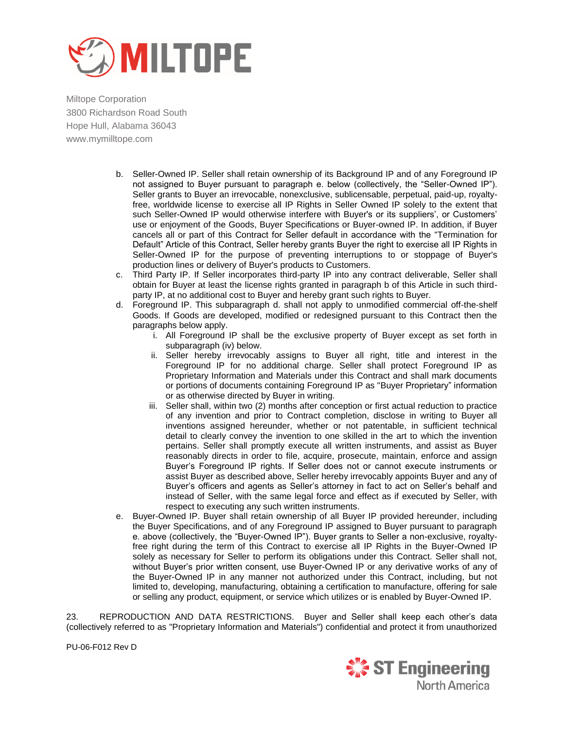b. Seller-Owned IP. Seller shall retain ownership of its Background IP and of any Foreground IP not assigned to Buyer pursuant to paragraph e. below (collectively, the "Seller-Owned IP"). Seller grants to Buyer an irrevocable, nonexclusive, sublicensable, perpetual, paid-up, royalty-free, worldwide license to exercise all IP Rights in Seller Owned IP solely to the extent that such Seller-Owned IP would otherwise interfere with Buyer's or its suppliers', or Customers' use or enjoyment of the Goods, Buyer Specifications or Buyer-owned IP. In addition, if Buyer cancels all or part of this Contract for Seller default in accordance with the "Termination for Default" Article of this Contract, Seller hereby grants Buyer the right to exercise all IP Rights in Seller-Owned IP for the purpose of preventing interruptions to or stoppage of Buyer's production lines or delivery of Buyer's products to Customers.

c. Third Party IP. If Seller incorporates third-party IP into any contract deliverable, Seller shall obtain for Buyer at least the license rights granted in paragraph b of this Article in such third-party IP, at no additional cost to Buyer and hereby grant such rights to Buyer.

d. Foreground IP. This subparagraph d. shall not apply to unmodified commercial off-the-shelf Goods. If Goods are developed, modified or redesigned pursuant to this Contract then the paragraphs below apply.

   i. All Foreground IP shall be the exclusive property of Buyer except as set forth in subparagraph (iv) below.

   ii. Seller hereby irrevocably assigns to Buyer all right, title and interest in the Foreground IP for no additional charge. Seller shall protect Foreground IP as Proprietary Information and Materials under this Contract and shall mark documents or portions of documents containing Foreground IP as "Buyer Proprietary" information or as otherwise directed by Buyer in writing.

   iii. Seller shall, within two (2) months after conception or first actual reduction to practice of any invention and prior to Contract completion, disclose in writing to Buyer all inventions assigned hereunder, whether or not patentable, in sufficient technical detail to clearly convey the invention to one skilled in the art to which the invention pertains. Seller shall promptly execute all written instruments, and assist as Buyer reasonably directs in order to file, acquire, prosecute, maintain, enforce and assign Buyer's Foreground IP rights. If Seller does not or cannot execute instruments or assist Buyer as described above, Seller hereby irrevocably appoints Buyer and any of Buyer's officers and agents as Seller's attorney in fact to act on Seller's behalf and instead of Seller, with the same legal force and effect as if executed by Seller, with respect to executing any such written instruments.

e. Buyer-Owned IP. Buyer shall retain ownership of all Buyer IP provided hereunder, including the Buyer Specifications, and of any Foreground IP assigned to Buyer pursuant to paragraph e. above (collectively, the "Buyer-Owned IP"). Buyer grants to Seller a non-exclusive, royalty-free right during the term of this Contract to exercise all IP Rights in the Buyer-Owned IP solely as necessary for Seller to perform its obligations under this Contract. Seller shall not, without Buyer's prior written consent, use Buyer-Owned IP or any derivative works of any of the Buyer-Owned IP in any manner not authorized under this Contract, including, but not limited to, developing, manufacturing, obtaining a certification to manufacture, offering for sale or selling any product, equipment, or service which utilizes or is enabled by Buyer-Owned IP.

23. REPRODUCTION AND DATA RESTRICTIONS. Buyer and Seller shall keep each other's data (collectively referred to as "Proprietary Information and Materials") confidential and protect it from unauthorized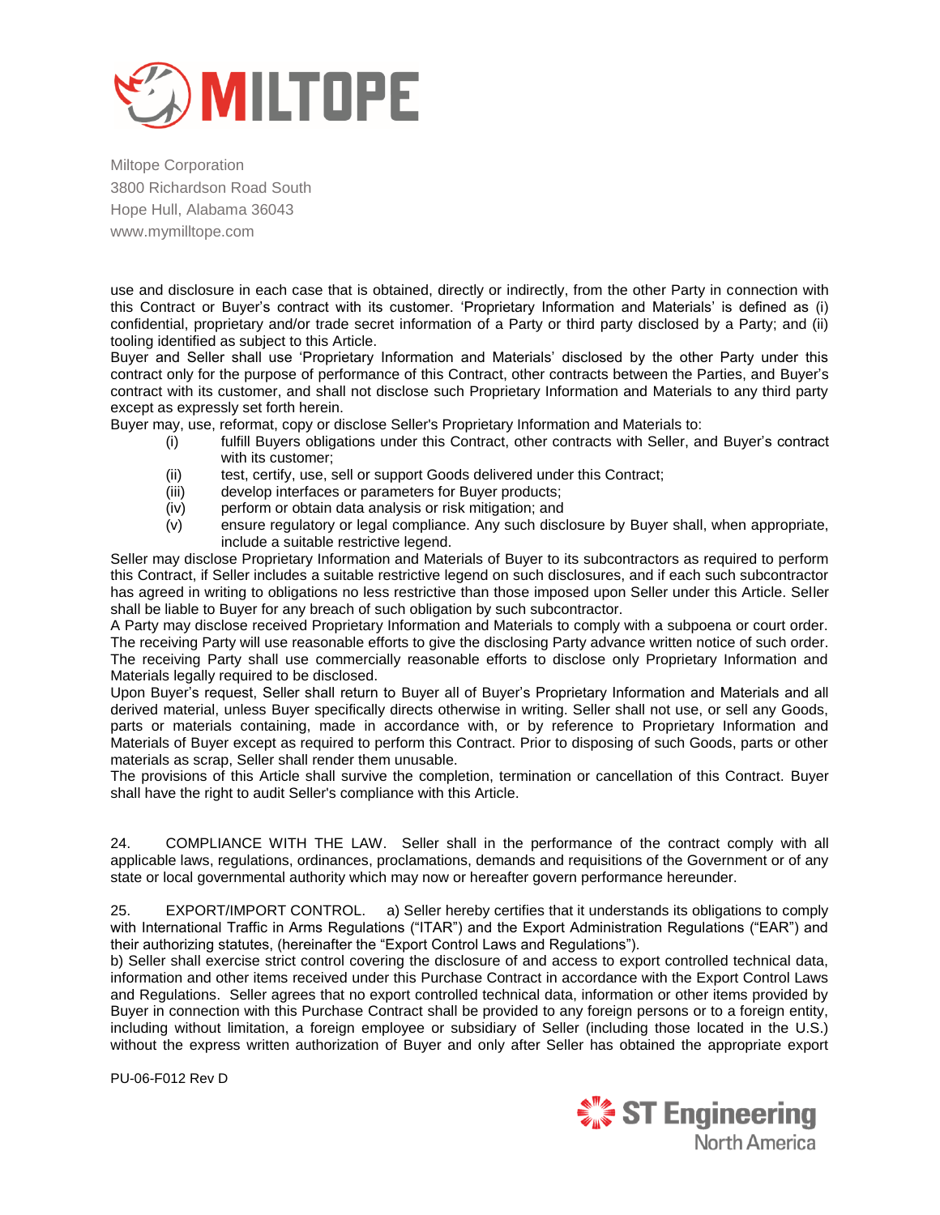use and disclosure in each case that is obtained, directly or indirectly, from the other Party in connection with this Contract or Buyer's contract with its customer. 'Proprietary Information and Materials' is defined as (i) confidential, proprietary and/or trade secret information of a Party or third party disclosed by a Party; and (ii) tooling identified as subject to this Article.

Buyer and Seller shall use 'Proprietary Information and Materials' disclosed by the other Party under this contract only for the purpose of performance of this Contract, other contracts between the Parties, and Buyer's contract with its customer, and shall not disclose such Proprietary Information and Materials to any third party except as expressly set forth herein.

Buyer may, use, reformat, copy or disclose Seller's Proprietary Information and Materials to:

- (i) fulfill Buyers obligations under this Contract, other contracts with Seller, and Buyer's contract with its customer;
- (ii) test, certify, use, sell or support Goods delivered under this Contract;
- (iii) develop interfaces or parameters for Buyer products;
- (iv) perform or obtain data analysis or risk mitigation; and
- (v) ensure regulatory or legal compliance. Any such disclosure by Buyer shall, when appropriate, include a suitable restrictive legend.

Seller may disclose Proprietary Information and Materials of Buyer to its subcontractors as required to perform this Contract, if Seller includes a suitable restrictive legend on such disclosures, and if each such subcontractor has agreed in writing to obligations no less restrictive than those imposed upon Seller under this Article. Seller shall be liable to Buyer for any breach of such obligation by such subcontractor.

A Party may disclose received Proprietary Information and Materials to comply with a subpoena or court order. The receiving Party will use reasonable efforts to give the disclosing Party advance written notice of such order. The receiving Party shall use commercially reasonable efforts to disclose only Proprietary Information and Materials legally required to be disclosed.

Upon Buyer's request, Seller shall return to Buyer all of Buyer's Proprietary Information and Materials and all derived material, unless Buyer specifically directs otherwise in writing. Seller shall not use, or sell any Goods, parts or materials containing, made in accordance with, or by reference to Proprietary Information and Materials of Buyer except as required to perform this Contract. Prior to disposing of such Goods, parts or other materials as scrap, Seller shall render them unusable.

The provisions of this Article shall survive the completion, termination or cancellation of this Contract. Buyer shall have the right to audit Seller's compliance with this Article.

24. COMPLIANCE WITH THE LAW. Seller shall in the performance of the contract comply with all applicable laws, regulations, ordinances, proclamations, demands and requisitions of the Government or of any state or local governmental authority which may now or hereafter govern performance hereunder.

25. EXPORT/IMPORT CONTROL. a) Seller hereby certifies that it understands its obligations to comply with International Traffic in Arms Regulations ("ITAR") and the Export Administration Regulations ("EAR") and their authorizing statutes, (hereinafter the "Export Control Laws and Regulations").

b) Seller shall exercise strict control covering the disclosure of and access to export controlled technical data, information and other items received under this Purchase Contract in accordance with the Export Control Laws and Regulations. Seller agrees that no export controlled technical data, information or other items provided by Buyer in connection with this Purchase Contract shall be provided to any foreign persons or to a foreign entity, including without limitation, a foreign employee or subsidiary of Seller (including those located in the U.S.) without the express written authorization of Buyer and only after Seller has obtained the appropriate export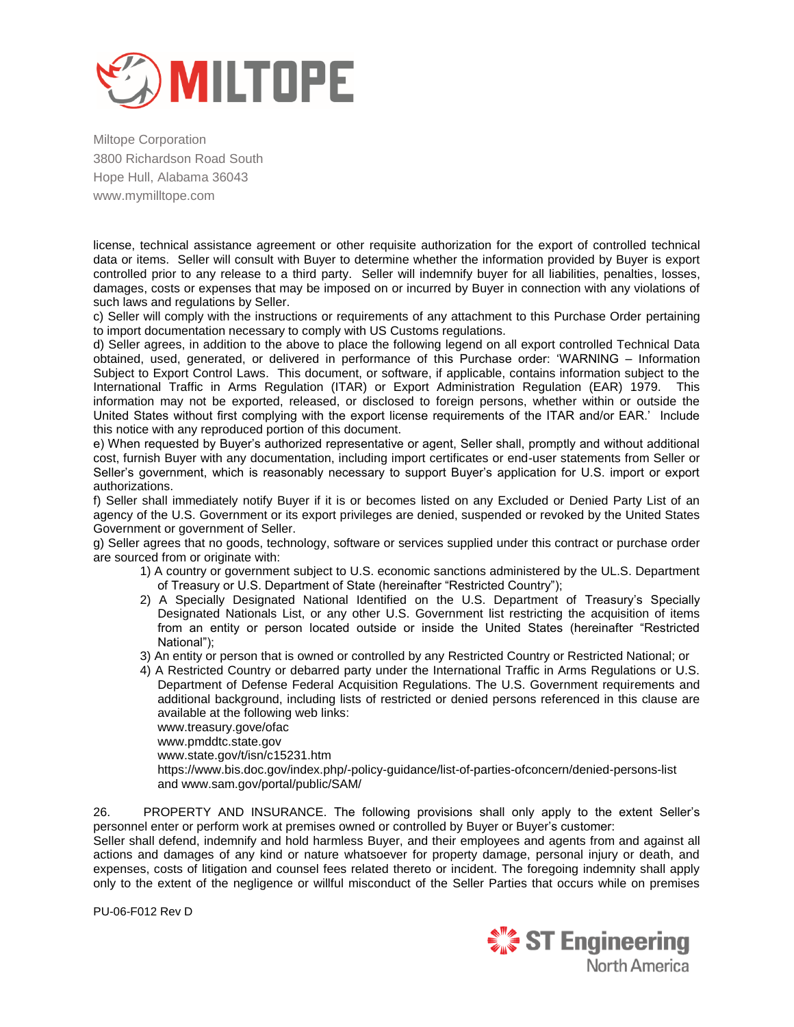license, technical assistance agreement or other requisite authorization for the export of controlled technical data or items. Seller will consult with Buyer to determine whether the information provided by Buyer is export controlled prior to any release to a third party. Seller will indemnify buyer for all liabilities, penalties, losses, damages, costs or expenses that may be imposed on or incurred by Buyer in connection with any violations of such laws and regulations by Seller.

c) Seller will comply with the instructions or requirements of any attachment to this Purchase Order pertaining to import documentation necessary to comply with US Customs regulations.

d) Seller agrees, in addition to the above to place the following legend on all export controlled Technical Data obtained, used, generated, or delivered in performance of this Purchase order: 'WARNING – Information Subject to Export Control Laws. This document, or software, if applicable, contains information subject to the International Traffic in Arms Regulation (ITAR) or Export Administration Regulation (EAR) 1979. This information may not be exported, released, or disclosed to foreign persons, whether within or outside the United States without first complying with the export license requirements of the ITAR and/or EAR.' Include this notice with any reproduced portion of this document.

e) When requested by Buyer's authorized representative or agent, Seller shall, promptly and without additional cost, furnish Buyer with any documentation, including import certificates or end-user statements from Seller or Seller's government, which is reasonably necessary to support Buyer's application for U.S. import or export authorizations.

f) Seller shall immediately notify Buyer if it is or becomes listed on any Excluded or Denied Party List of an agency of the U.S. Government or its export privileges are denied, suspended or revoked by the United States Government or government of Seller.

g) Seller agrees that no goods, technology, software or services supplied under this contract or purchase order are sourced from or originate with:

1) A country or government subject to U.S. economic sanctions administered by the UL.S. Department of Treasury or U.S. Department of State (hereinafter "Restricted Country");
2) A Specially Designated National Identified on the U.S. Department of Treasury's Specially Designated Nationals List, or any other U.S. Government list restricting the acquisition of items from an entity or person located outside or inside the United States (hereinafter "Restricted National");
3) An entity or person that is owned or controlled by any Restricted Country or Restricted National; or
4) A Restricted Country or debarred party under the International Traffic in Arms Regulations or U.S. Department of Defense Federal Acquisition Regulations. The U.S. Government requirements and additional background, including lists of restricted or denied persons referenced in this clause are available at the following web links:
   www.treasury.gove/ofac
   www.pmddtc.state.gov
   www.state.gov/t/isn/c15231.htm
   https://www.bis.doc.gov/index.php/-policy-guidance/list-of-parties-ofconcern/denied-persons-list and www.sam.gov/portal/public/SAM/

26. PROPERTY AND INSURANCE. The following provisions shall only apply to the extent Seller's personnel enter or perform work at premises owned or controlled by Buyer or Buyer's customer:

Seller shall defend, indemnify and hold harmless Buyer, and their employees and agents from and against all actions and damages of any kind or nature whatsoever for property damage, personal injury or death, and expenses, costs of litigation and counsel fees related thereto or incident. The foregoing indemnity shall apply only to the extent of the negligence or willful misconduct of the Seller Parties that occurs while on premises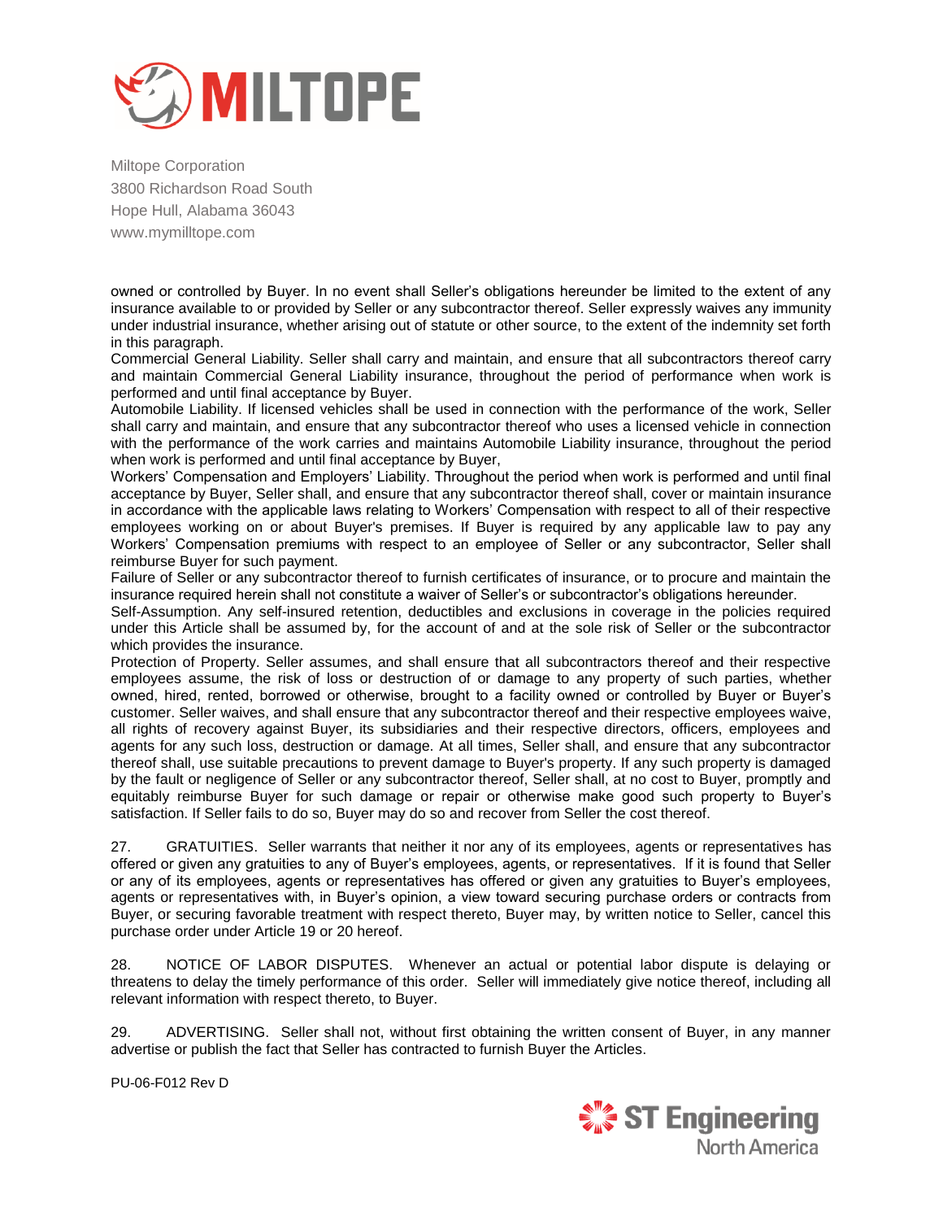owned or controlled by Buyer. In no event shall Seller's obligations hereunder be limited to the extent of any insurance available to or provided by Seller or any subcontractor thereof. Seller expressly waives any immunity under industrial insurance, whether arising out of statute or other source, to the extent of the indemnity set forth in this paragraph.

Commercial General Liability. Seller shall carry and maintain, and ensure that all subcontractors thereof carry and maintain Commercial General Liability insurance, throughout the period of performance when work is performed and until final acceptance by Buyer.

Automobile Liability. If licensed vehicles shall be used in connection with the performance of the work, Seller shall carry and maintain, and ensure that any subcontractor thereof who uses a licensed vehicle in connection with the performance of the work carries and maintains Automobile Liability insurance, throughout the period when work is performed and until final acceptance by Buyer,

Workers' Compensation and Employers' Liability. Throughout the period when work is performed and until final acceptance by Buyer, Seller shall, and ensure that any subcontractor thereof shall, cover or maintain insurance in accordance with the applicable laws relating to Workers' Compensation with respect to all of their respective employees working on or about Buyer's premises. If Buyer is required by any applicable law to pay any Workers' Compensation premiums with respect to an employee of Seller or any subcontractor, Seller shall reimburse Buyer for such payment.

Failure of Seller or any subcontractor thereof to furnish certificates of insurance, or to procure and maintain the insurance required herein shall not constitute a waiver of Seller's or subcontractor's obligations hereunder.

Self-Assumption. Any self-insured retention, deductibles and exclusions in coverage in the policies required under this Article shall be assumed by, for the account of and at the sole risk of Seller or the subcontractor which provides the insurance.

Protection of Property. Seller assumes, and shall ensure that all subcontractors thereof and their respective employees assume, the risk of loss or destruction of or damage to any property of such parties, whether owned, hired, rented, borrowed or otherwise, brought to a facility owned or controlled by Buyer or Buyer's customer. Seller waives, and shall ensure that any subcontractor thereof and their respective employees waive, all rights of recovery against Buyer, its subsidiaries and their respective directors, officers, employees and agents for any such loss, destruction or damage. At all times, Seller shall, and ensure that any subcontractor thereof shall, use suitable precautions to prevent damage to Buyer's property. If any such property is damaged by the fault or negligence of Seller or any subcontractor thereof, Seller shall, at no cost to Buyer, promptly and equitably reimburse Buyer for such damage or repair or otherwise make good such property to Buyer's satisfaction. If Seller fails to do so, Buyer may do so and recover from Seller the cost thereof.

27. GRATUITIES. Seller warrants that neither it nor any of its employees, agents or representatives has offered or given any gratuities to any of Buyer's employees, agents, or representatives. If it is found that Seller or any of its employees, agents or representatives has offered or given any gratuities to Buyer's employees, agents or representatives with, in Buyer's opinion, a view toward securing purchase orders or contracts from Buyer, or securing favorable treatment with respect thereto, Buyer may, by written notice to Seller, cancel this purchase order under Article 19 or 20 hereof.

28. NOTICE OF LABOR DISPUTES. Whenever an actual or potential labor dispute is delaying or threatens to delay the timely performance of this order. Seller will immediately give notice thereof, including all relevant information with respect thereto, to Buyer.

29. ADVERTISING. Seller shall not, without first obtaining the written consent of Buyer, in any manner advertise or publish the fact that Seller has contracted to furnish Buyer the Articles.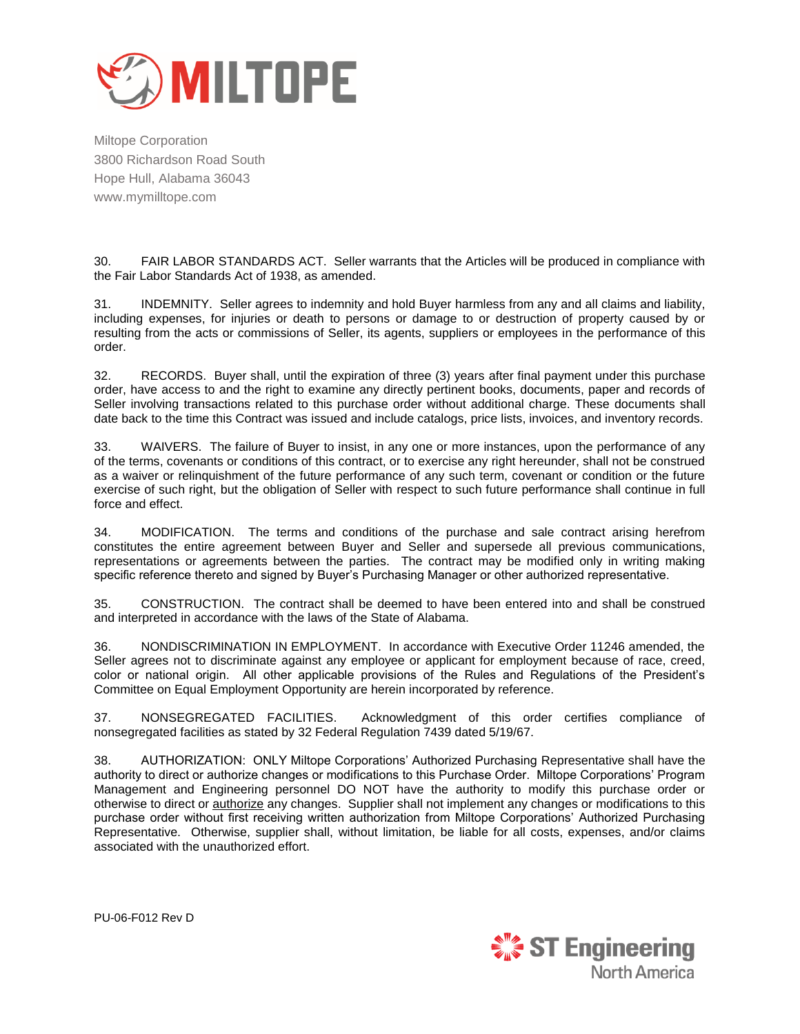Miltope Corporation
3800 Richardson Road South
Hope Hull, Alabama 36043
www.mymilltope.com

30. FAIR LABOR STANDARDS ACT. Seller warrants that the Articles will be produced in compliance with the Fair Labor Standards Act of 1938, as amended.

31. INDEMNITY. Seller agrees to indemnity and hold Buyer harmless from any and all claims and liability, including expenses, for injuries or death to persons or damage to or destruction of property caused by or resulting from the acts or commissions of Seller, its agents, suppliers or employees in the performance of this order.

32. RECORDS. Buyer shall, until the expiration of three (3) years after final payment under this purchase order, have access to and the right to examine any directly pertinent books, documents, paper and records of Seller involving transactions related to this purchase order without additional charge. These documents shall date back to the time this Contract was issued and include catalogs, price lists, invoices, and inventory records.

33. WAIVERS. The failure of Buyer to insist, in any one or more instances, upon the performance of any of the terms, covenants or conditions of this contract, or to exercise any right hereunder, shall not be construed as a waiver or relinquishment of the future performance of any such term, covenant or condition or the future exercise of such right, but the obligation of Seller with respect to such future performance shall continue in full force and effect.

34. MODIFICATION. The terms and conditions of the purchase and sale contract arising herefrom constitutes the entire agreement between Buyer and Seller and supersede all previous communications, representations or agreements between the parties. The contract may be modified only in writing making specific reference thereto and signed by Buyer's Purchasing Manager or other authorized representative.

35. CONSTRUCTION. The contract shall be deemed to have been entered into and shall be construed and interpreted in accordance with the laws of the State of Alabama.

36. NONDISCRIMINATION IN EMPLOYMENT. In accordance with Executive Order 11246 amended, the Seller agrees not to discriminate against any employee or applicant for employment because of race, creed, color or national origin. All other applicable provisions of the Rules and Regulations of the President's Committee on Equal Employment Opportunity are herein incorporated by reference.

37. NONSEGREGATED FACILITIES. Acknowledgment of this order certifies compliance of nonsegregated facilities as stated by 32 Federal Regulation 7439 dated 5/19/67.

38. AUTHORIZATION: ONLY Miltope Corporations' Authorized Purchasing Representative shall have the authority to direct or authorize changes or modifications to this Purchase Order. Miltope Corporations' Program Management and Engineering personnel DO NOT have the authority to modify this purchase order or otherwise to direct or <u>authorize</u> any changes. Supplier shall not implement any changes or modifications to this purchase order without first receiving written authorization from Miltope Corporations' Authorized Purchasing Representative. Otherwise, supplier shall, without limitation, be liable for all costs, expenses, and/or claims associated with the unauthorized effort.

PU-06-F012 Rev D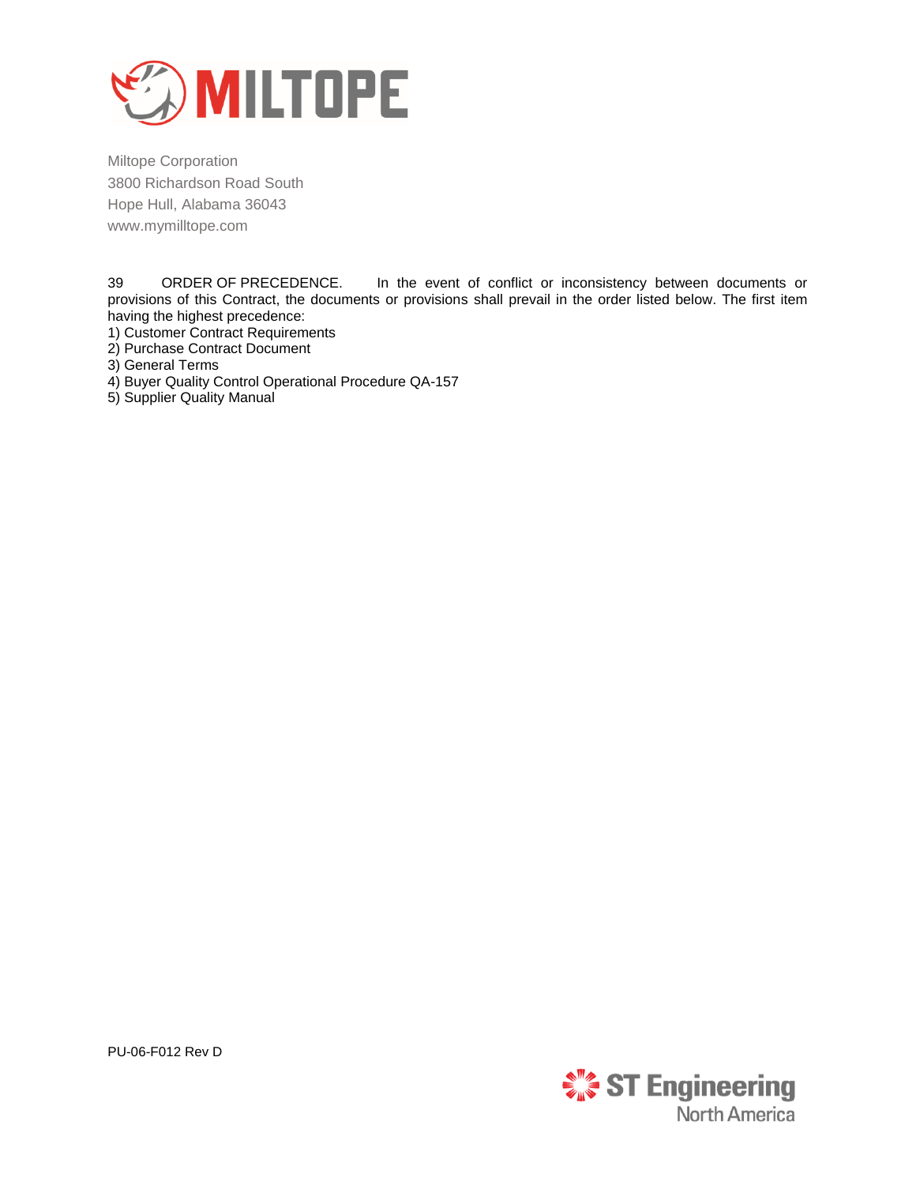Miltope Corporation
3800 Richardson Road South
Hope Hull, Alabama 36043
www.mymilltope.com

39 ORDER OF PRECEDENCE. In the event of conflict or inconsistency between documents or provisions of this Contract, the documents or provisions shall prevail in the order listed below. The first item having the highest precedence:

1) Customer Contract Requirements
2) Purchase Contract Document
3) General Terms
4) Buyer Quality Control Operational Procedure QA-157
5) Supplier Quality Manual

PU-06-F012 Rev D